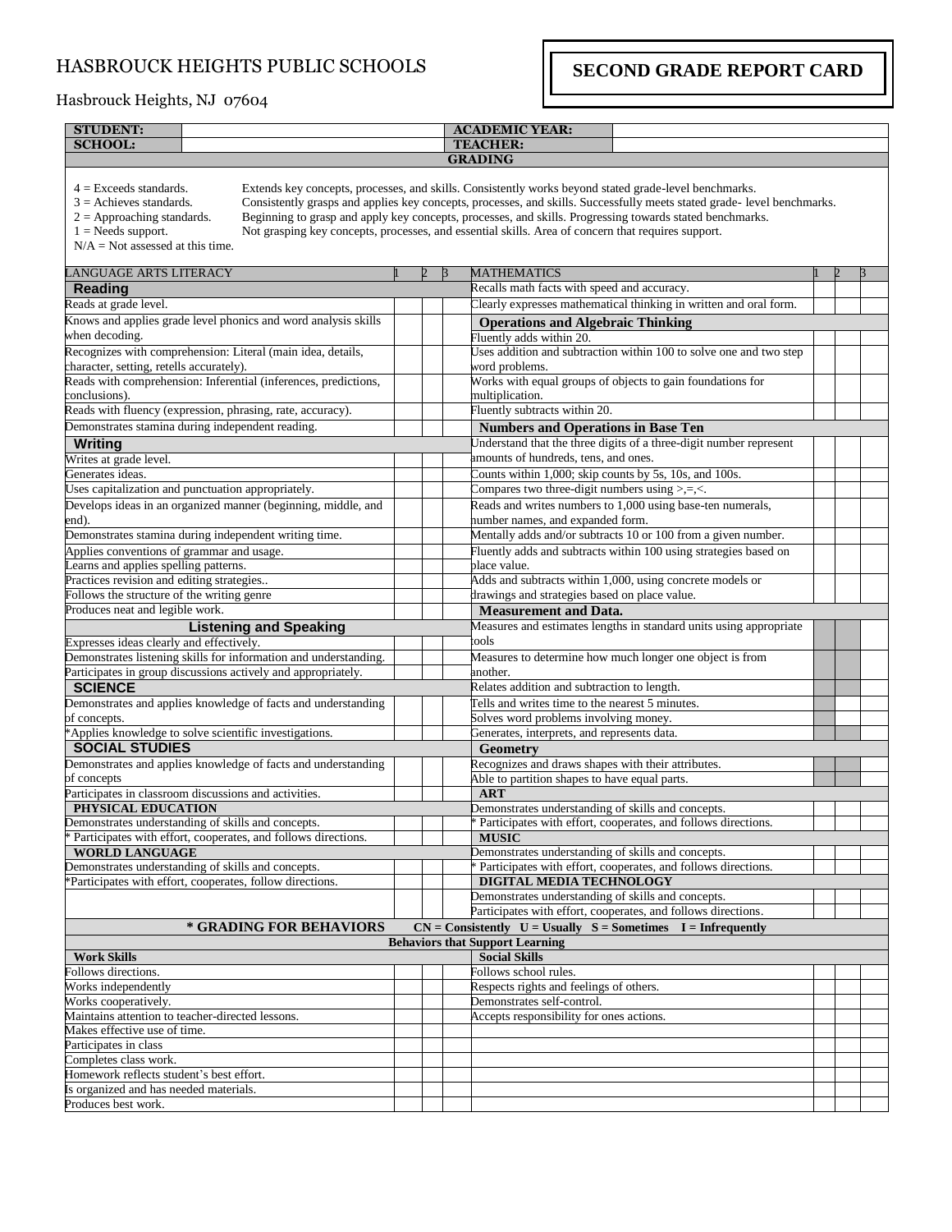# HASBROUCK HEIGHTS PUBLIC SCHOOLS

Hasbrouck Heights, NJ 07604

## SECOND GRADE REPORT CARD

| STUDENT: | | ACADEMIC YEAR: | |
|---|---|---|---|
| SCHOOL: | | TEACHER: | |

**GRADING**

4 = Exceeds standards. Extends key concepts, processes, and skills. Consistently works beyond stated grade-level benchmarks.
3 = Achieves standards. Consistently grasps and applies key concepts, processes, and skills. Successfully meets stated grade- level benchmarks.
2 = Approaching standards. Beginning to grasp and apply key concepts, processes, and skills. Progressing towards stated benchmarks.
1 = Needs support. Not grasping key concepts, processes, and essential skills. Area of concern that requires support.
N/A = Not assessed at this time.

| LANGUAGE ARTS LITERACY | 1 | 2 | 3 | MATHEMATICS | 1 | 2 | 3 |
|---|---|---|---|---|---|---|---|
| **Reading** | | | | Recalls math facts with speed and accuracy. | | | |
| Reads at grade level. | | | | Clearly expresses mathematical thinking in written and oral form. | | | |
| Knows and applies grade level phonics and word analysis skills when decoding. | | | | **Operations and Algebraic Thinking** | | | |
| Recognizes with comprehension: Literal (main idea, details, character, setting, retells accurately). | | | | Fluently adds within 20. | | | |
| Reads with comprehension: Inferential (inferences, predictions, conclusions). | | | | Uses addition and subtraction within 100 to solve one and two step word problems. | | | |
| Reads with fluency (expression, phrasing, rate, accuracy). | | | | Works with equal groups of objects to gain foundations for multiplication. | | | |
| Demonstrates stamina during independent reading. | | | | Fluently subtracts within 20. | | | |
| **Writing** | | | | **Numbers and Operations in Base Ten** | | | |
| Writes at grade level. | | | | Understand that the three digits of a three-digit number represent amounts of hundreds, tens, and ones. | | | |
| Generates ideas. | | | | Counts within 1,000; skip counts by 5s, 10s, and 100s. | | | |
| Uses capitalization and punctuation appropriately. | | | | Compares two three-digit numbers using >,=,<. | | | |
| Develops ideas in an organized manner (beginning, middle, and end). | | | | Reads and writes numbers to 1,000 using base-ten numerals, number names, and expanded form. | | | |
| Demonstrates stamina during independent writing time. | | | | Mentally adds and/or subtracts 10 or 100 from a given number. | | | |
| Applies conventions of grammar and usage. | | | | Fluently adds and subtracts within 100 using strategies based on place value. | | | |
| Learns and applies spelling patterns. | | | | Adds and subtracts within 1,000, using concrete models or drawings and strategies based on place value. | | | |
| Practices revision and editing strategies.. | | | | **Measurement and Data.** | | | |
| Follows the structure of the writing genre | | | | Measures and estimates lengths in standard units using appropriate tools | | | |
| Produces neat and legible work. | | | | Measures to determine how much longer one object is from another. | | | |
| **Listening and Speaking** | | | | Relates addition and subtraction to length. | | | |
| Expresses ideas clearly and effectively. | | | | Tells and writes time to the nearest 5 minutes. | | | |
| Demonstrates listening skills for information and understanding. | | | | Solves word problems involving money. | | | |
| Participates in group discussions actively and appropriately. | | | | Generates, interprets, and represents data. | | | |
| **SCIENCE** | | | | **Geometry** | | | |
| Demonstrates and applies knowledge of facts and understanding of concepts. | | | | Recognizes and draws shapes with their attributes. | | | |
| *Applies knowledge to solve scientific investigations. | | | | Able to partition shapes to have equal parts. | | | |
| **SOCIAL STUDIES** | | | | **ART** | | | |
| Demonstrates and applies knowledge of facts and understanding of concepts | | | | Demonstrates understanding of skills and concepts. | | | |
| Participates in classroom discussions and activities. | | | | * Participates with effort, cooperates, and follows directions. | | | |
| **PHYSICAL EDUCATION** | | | | **MUSIC** | | | |
| Demonstrates understanding of skills and concepts. | | | | Demonstrates understanding of skills and concepts. | | | |
| * Participates with effort, cooperates, and follows directions. | | | | * Participates with effort, cooperates, and follows directions. | | | |
| **WORLD LANGUAGE** | | | | **DIGITAL MEDIA TECHNOLOGY** | | | |
| Demonstrates understanding of skills and concepts. | | | | Demonstrates understanding of skills and concepts. | | | |
| *Participates with effort, cooperates, follow directions. | | | | Participates with effort, cooperates, and follows directions. | | | |

**\* GRADING FOR BEHAVIORS** CN = Consistently U = Usually S = Sometimes I = Infrequently

**Behaviors that Support Learning**

| Work Skills | | | | Social Skills | | | |
|---|---|---|---|---|---|---|---|
| Follows directions. | | | | Follows school rules. | | | |
| Works independently | | | | Respects rights and feelings of others. | | | |
| Works cooperatively. | | | | Demonstrates self-control. | | | |
| Maintains attention to teacher-directed lessons. | | | | Accepts responsibility for ones actions. | | | |
| Makes effective use of time. | | | | | | | |
| Participates in class | | | | | | | |
| Completes class work. | | | | | | | |
| Homework reflects student's best effort. | | | | | | | |
| Is organized and has needed materials. | | | | | | | |
| Produces best work. | | | | | | | |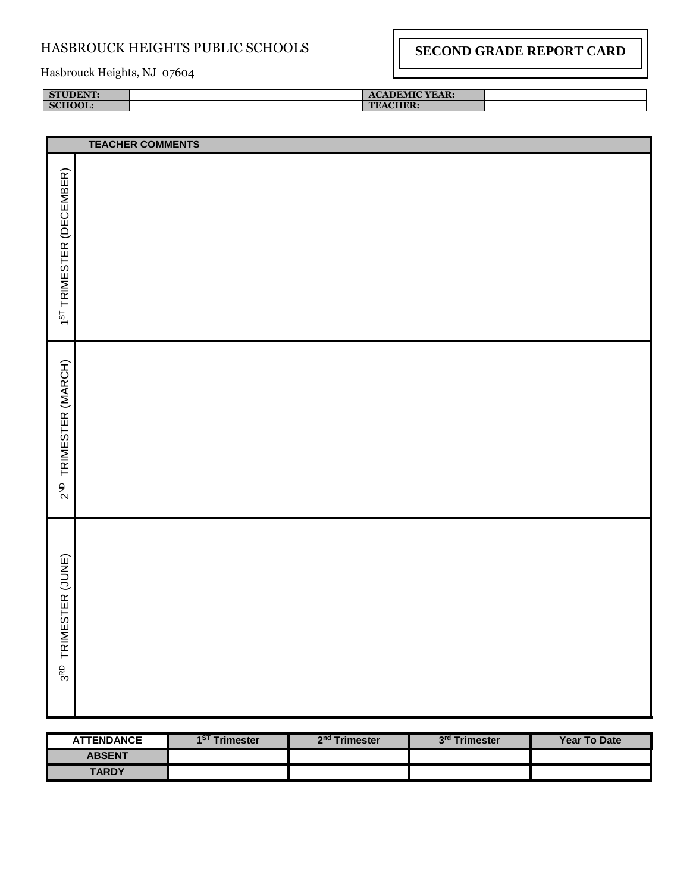HASBROUCK HEIGHTS PUBLIC SCHOOLS

Hasbrouck Heights, NJ 07604

**SECOND GRADE REPORT CARD**

| | | | |
|---|---|---|---|
| **STUDENT:** | | **ACADEMIC YEAR:** | |
| **SCHOOL:** | | **TEACHER:** | |

| | **TEACHER COMMENTS** |
|---|---|
| 1ST TRIMESTER (DECEMBER) | |
| 2ND TRIMESTER (MARCH) | |
| 3RD TRIMESTER (JUNE) | |

| ATTENDANCE | 1ST Trimester | 2nd Trimester | 3rd Trimester | Year To Date |
|---|---|---|---|---|
| ABSENT | | | | |
| TARDY | | | | |